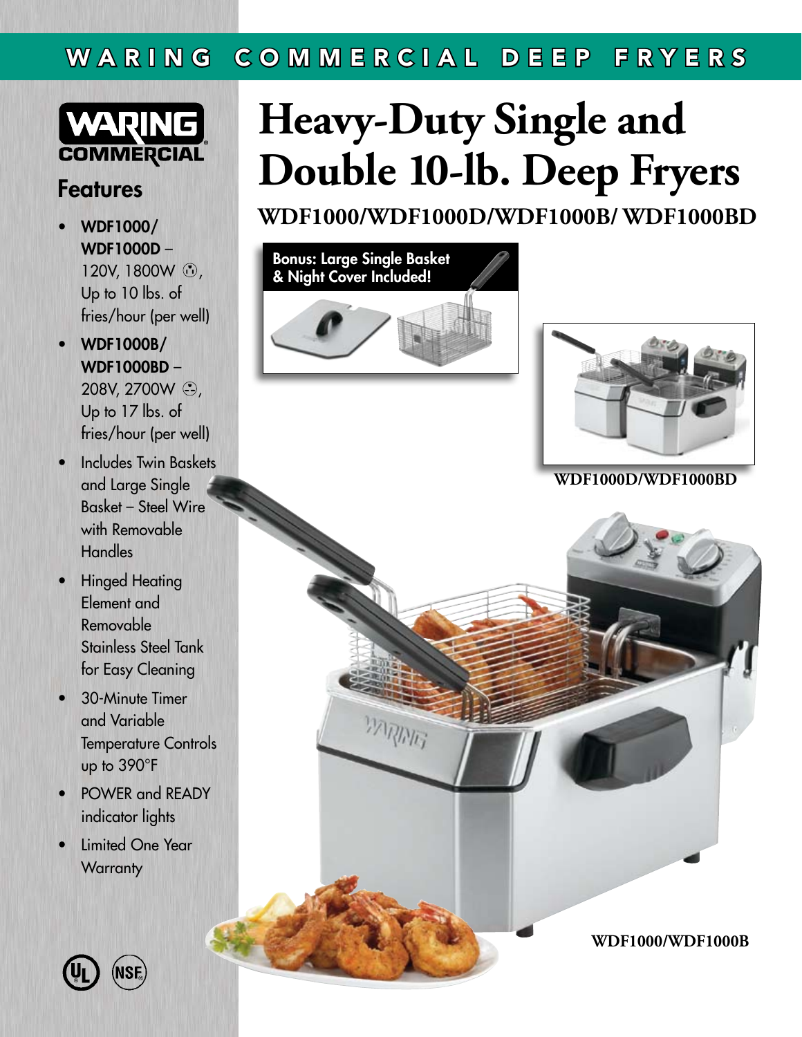WARING COMMERCIAL DEEP FRYERS

WARING COMMERCIAL

# Heavy-Duty Single and Double 10-lb. Deep Fryers

## WDF1000/WDF1000D/WDF1000B/ WDF1000BD

**Bonus: Large Single Basket & Night Cover Included!**

WDF1000D/WDF1000BD

WDF1000/WDF1000B

## Features

- **WDF1000/ WDF1000D** – 120V, 1800W, Up to 10 lbs. of fries/hour (per well)
- **WDF1000B/ WDF1000BD** – 208V, 2700W, Up to 17 lbs. of fries/hour (per well)
- Includes Twin Baskets and Large Single Basket – Steel Wire with Removable Handles
- Hinged Heating Element and Removable Stainless Steel Tank for Easy Cleaning
- 30-Minute Timer and Variable Temperature Controls up to 390°F
- POWER and READY indicator lights
- Limited One Year Warranty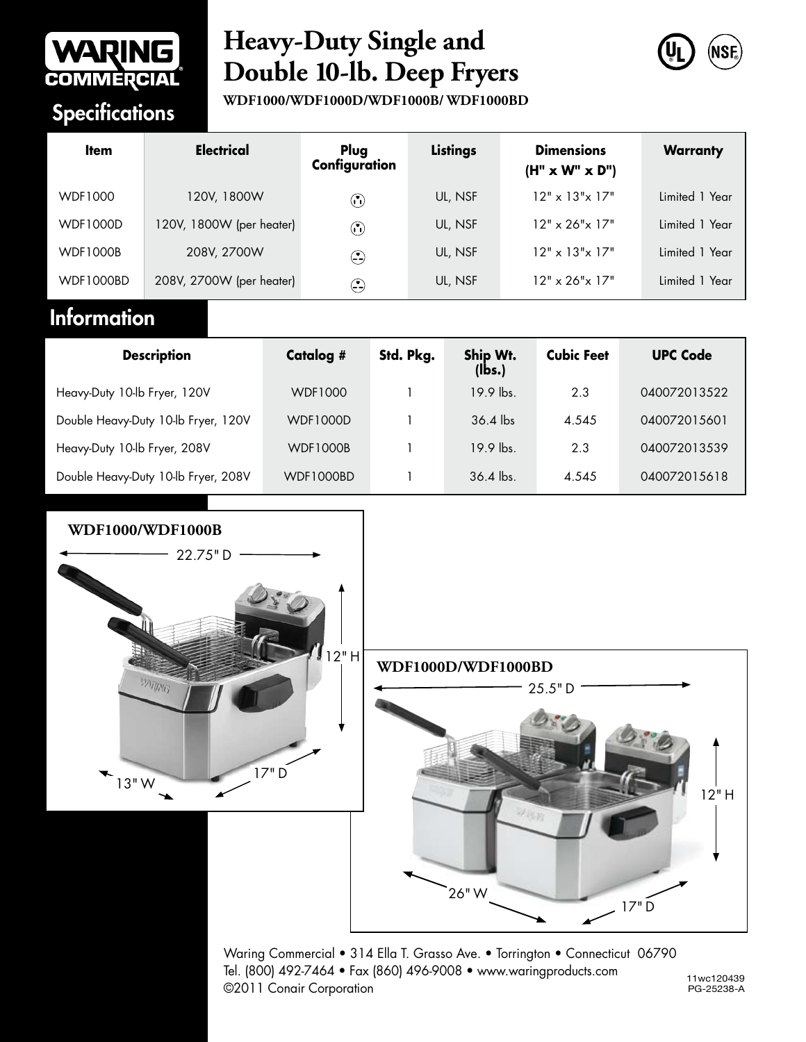# Heavy-Duty Single and Double 10-lb. Deep Fryers

**WDF1000/WDF1000D/WDF1000B/ WDF1000BD**

## Specifications

| Item | Electrical | Plug Configuration | Listings | Dimensions (H" x W" x D") | Warranty |
|---|---|---|---|---|---|
| WDF1000 | 120V, 1800W | | UL, NSF | 12" x 13"x 17" | Limited 1 Year |
| WDF1000D | 120V, 1800W (per heater) | | UL, NSF | 12" x 26"x 17" | Limited 1 Year |
| WDF1000B | 208V, 2700W | | UL, NSF | 12" x 13"x 17" | Limited 1 Year |
| WDF1000BD | 208V, 2700W (per heater) | | UL, NSF | 12" x 26"x 17" | Limited 1 Year |

## Information

| Description | Catalog # | Std. Pkg. | Ship Wt. (lbs.) | Cubic Feet | UPC Code |
|---|---|---|---|---|---|
| Heavy-Duty 10-lb Fryer, 120V | WDF1000 | 1 | 19.9 lbs. | 2.3 | 040072013522 |
| Double Heavy-Duty 10-lb Fryer, 120V | WDF1000D | 1 | 36.4 lbs | 4.545 | 040072015601 |
| Heavy-Duty 10-lb Fryer, 208V | WDF1000B | 1 | 19.9 lbs. | 2.3 | 040072013539 |
| Double Heavy-Duty 10-lb Fryer, 208V | WDF1000BD | 1 | 36.4 lbs. | 4.545 | 040072015618 |

**WDF1000/WDF1000B**

22.75" D

12" H

13" W

17" D

**WDF1000D/WDF1000BD**

25.5" D

12" H

26" W

17" D

Waring Commercial • 314 Ella T. Grasso Ave. • Torrington • Connecticut 06790
Tel. (800) 492-7464 • Fax (860) 496-9008 • www.waringproducts.com
©2011 Conair Corporation

11wc120439
PG-25238-A